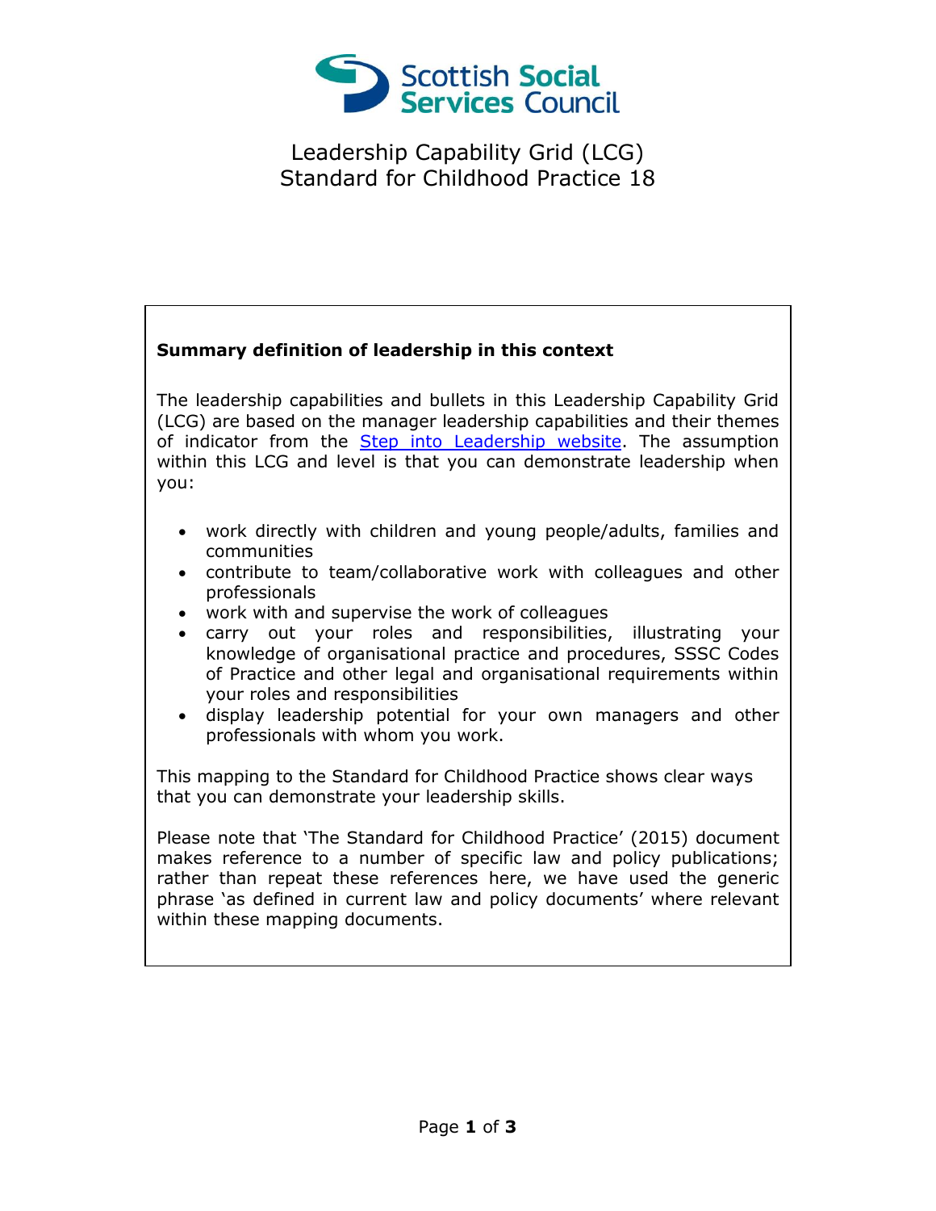Scottish Social Services Council

# Leadership Capability Grid (LCG)
# Standard for Childhood Practice 18

**Summary definition of leadership in this context**

The leadership capabilities and bullets in this Leadership Capability Grid (LCG) are based on the manager leadership capabilities and their themes of indicator from the Step into Leadership website. The assumption within this LCG and level is that you can demonstrate leadership when you:

- work directly with children and young people/adults, families and communities
- contribute to team/collaborative work with colleagues and other professionals
- work with and supervise the work of colleagues
- carry out your roles and responsibilities, illustrating your knowledge of organisational practice and procedures, SSSC Codes of Practice and other legal and organisational requirements within your roles and responsibilities
- display leadership potential for your own managers and other professionals with whom you work.

This mapping to the Standard for Childhood Practice shows clear ways that you can demonstrate your leadership skills.

Please note that 'The Standard for Childhood Practice' (2015) document makes reference to a number of specific law and policy publications; rather than repeat these references here, we have used the generic phrase 'as defined in current law and policy documents' where relevant within these mapping documents.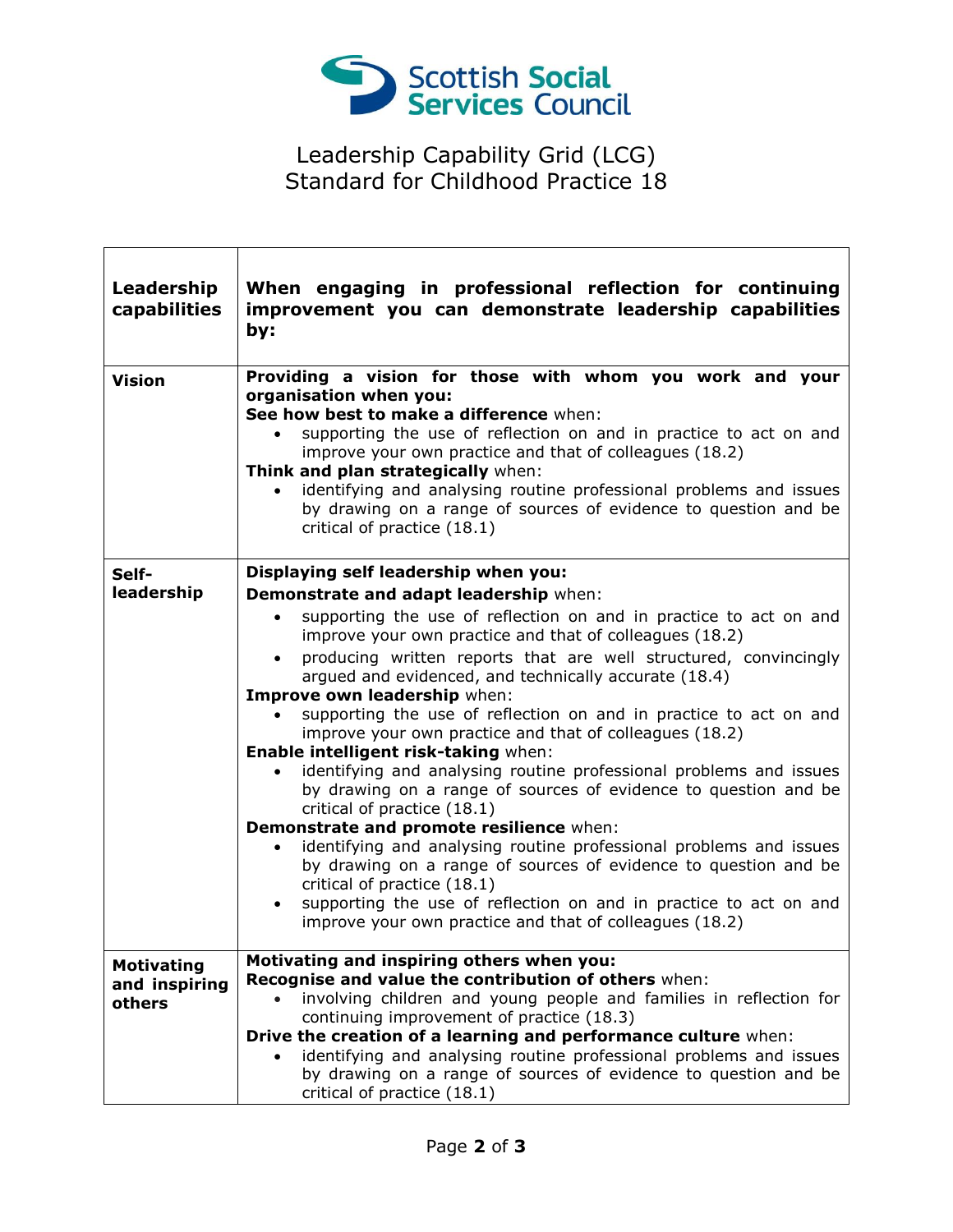Scottish Social Services Council

# Leadership Capability Grid (LCG)
# Standard for Childhood Practice 18

| **Leadership capabilities** | **When engaging in professional reflection for continuing improvement you can demonstrate leadership capabilities by:** |
|---|---|
| **Vision** | **Providing a vision for those with whom you work and your organisation when you:**<br>**See how best to make a difference** when:<br>• supporting the use of reflection on and in practice to act on and improve your own practice and that of colleagues (18.2)<br>**Think and plan strategically** when:<br>• identifying and analysing routine professional problems and issues by drawing on a range of sources of evidence to question and be critical of practice (18.1) |
| **Self-leadership** | **Displaying self leadership when you:**<br>**Demonstrate and adapt leadership** when:<br>• supporting the use of reflection on and in practice to act on and improve your own practice and that of colleagues (18.2)<br>• producing written reports that are well structured, convincingly argued and evidenced, and technically accurate (18.4)<br>**Improve own leadership** when:<br>• supporting the use of reflection on and in practice to act on and improve your own practice and that of colleagues (18.2)<br>**Enable intelligent risk-taking** when:<br>• identifying and analysing routine professional problems and issues by drawing on a range of sources of evidence to question and be critical of practice (18.1)<br>**Demonstrate and promote resilience** when:<br>• identifying and analysing routine professional problems and issues by drawing on a range of sources of evidence to question and be critical of practice (18.1)<br>• supporting the use of reflection on and in practice to act on and improve your own practice and that of colleagues (18.2) |
| **Motivating and inspiring others** | **Motivating and inspiring others when you:**<br>**Recognise and value the contribution of others** when:<br>• involving children and young people and families in reflection for continuing improvement of practice (18.3)<br>**Drive the creation of a learning and performance culture** when:<br>• identifying and analysing routine professional problems and issues by drawing on a range of sources of evidence to question and be critical of practice (18.1) |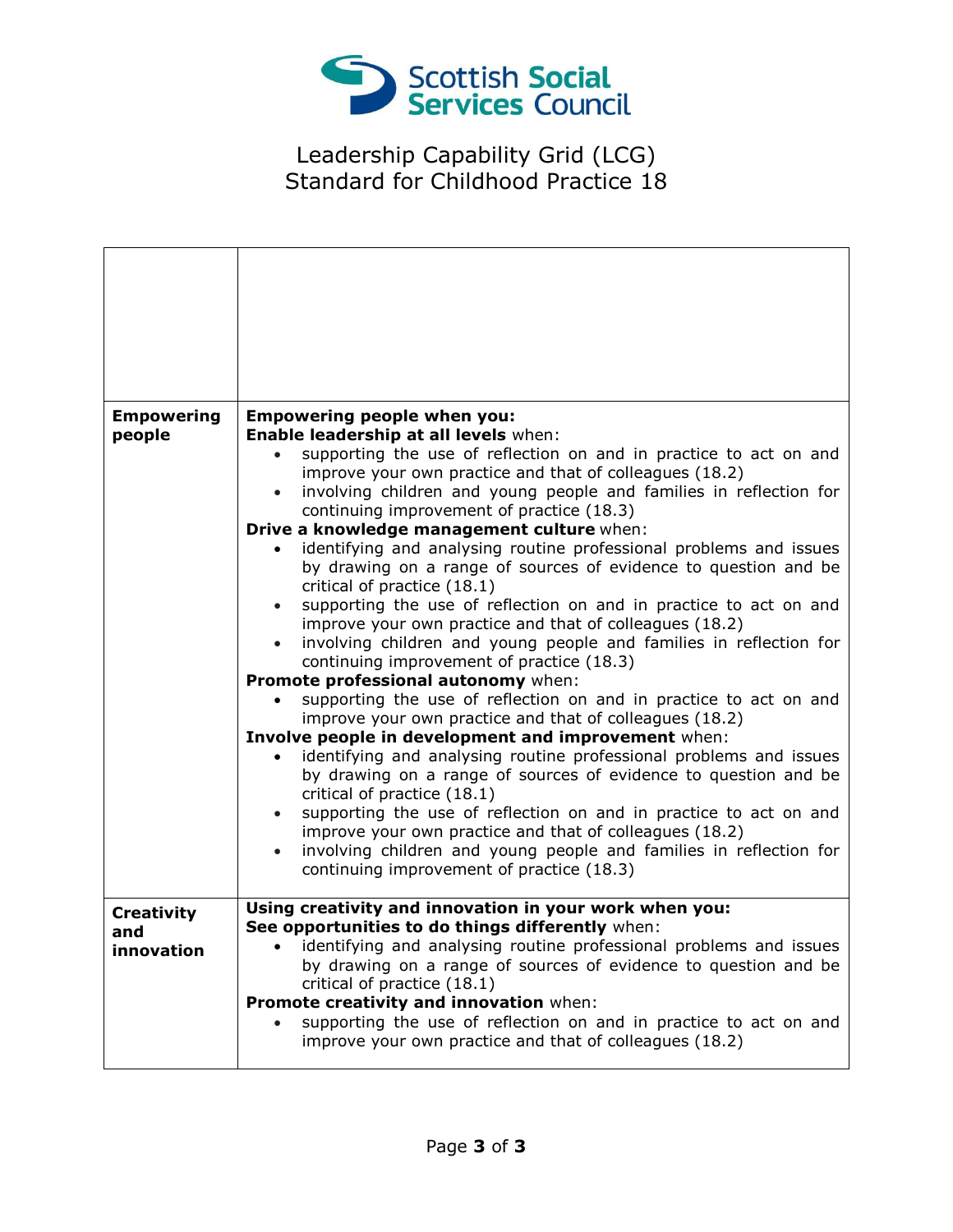Leadership Capability Grid (LCG)
Standard for Childhood Practice 18

| | |
|---|---|
| | |
| **Empowering people** | **Empowering people when you:**<br>**Enable leadership at all levels** when:<br>• supporting the use of reflection on and in practice to act on and improve your own practice and that of colleagues (18.2)<br>• involving children and young people and families in reflection for continuing improvement of practice (18.3)<br>**Drive a knowledge management culture** when:<br>• identifying and analysing routine professional problems and issues by drawing on a range of sources of evidence to question and be critical of practice (18.1)<br>• supporting the use of reflection on and in practice to act on and improve your own practice and that of colleagues (18.2)<br>• involving children and young people and families in reflection for continuing improvement of practice (18.3)<br>**Promote professional autonomy** when:<br>• supporting the use of reflection on and in practice to act on and improve your own practice and that of colleagues (18.2)<br>**Involve people in development and improvement** when:<br>• identifying and analysing routine professional problems and issues by drawing on a range of sources of evidence to question and be critical of practice (18.1)<br>• supporting the use of reflection on and in practice to act on and improve your own practice and that of colleagues (18.2)<br>• involving children and young people and families in reflection for continuing improvement of practice (18.3) |
| **Creativity and innovation** | **Using creativity and innovation in your work when you:**<br>**See opportunities to do things differently** when:<br>• identifying and analysing routine professional problems and issues by drawing on a range of sources of evidence to question and be critical of practice (18.1)<br>**Promote creativity and innovation** when:<br>• supporting the use of reflection on and in practice to act on and improve your own practice and that of colleagues (18.2) |